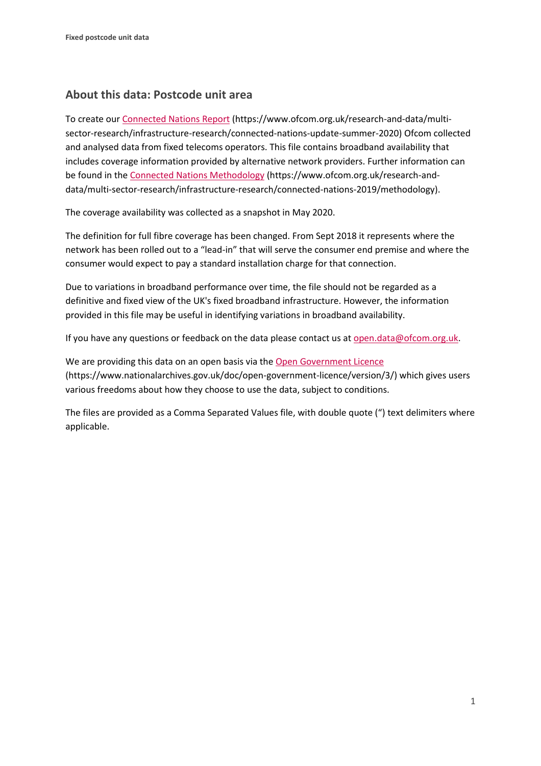## About this data: Postcode unit area

To create our [Connected Nations Report](https://www.ofcom.org.uk/research-and-data/multi-sector-research/infrastructure-research/connected-nations-update-summer-2020) (https://www.ofcom.org.uk/research-and-data/multi-sector-research/infrastructure-research/connected-nations-update-summer-2020) Ofcom collected and analysed data from fixed telecoms operators. This file contains broadband availability that includes coverage information provided by alternative network providers. Further information can be found in the [Connected Nations Methodology](https://www.ofcom.org.uk/research-and-data/multi-sector-research/infrastructure-research/connected-nations-2019/methodology) (https://www.ofcom.org.uk/research-and-data/multi-sector-research/infrastructure-research/connected-nations-2019/methodology).

The coverage availability was collected as a snapshot in May 2020.

The definition for full fibre coverage has been changed. From Sept 2018 it represents where the network has been rolled out to a "lead-in" that will serve the consumer end premise and where the consumer would expect to pay a standard installation charge for that connection.

Due to variations in broadband performance over time, the file should not be regarded as a definitive and fixed view of the UK's fixed broadband infrastructure. However, the information provided in this file may be useful in identifying variations in broadband availability.

If you have any questions or feedback on the data please contact us at [open.data@ofcom.org.uk](mailto:open.data@ofcom.org.uk).

We are providing this data on an open basis via the [Open Government Licence](https://www.nationalarchives.gov.uk/doc/open-government-licence/version/3/) (https://www.nationalarchives.gov.uk/doc/open-government-licence/version/3/) which gives users various freedoms about how they choose to use the data, subject to conditions.

The files are provided as a Comma Separated Values file, with double quote (") text delimiters where applicable.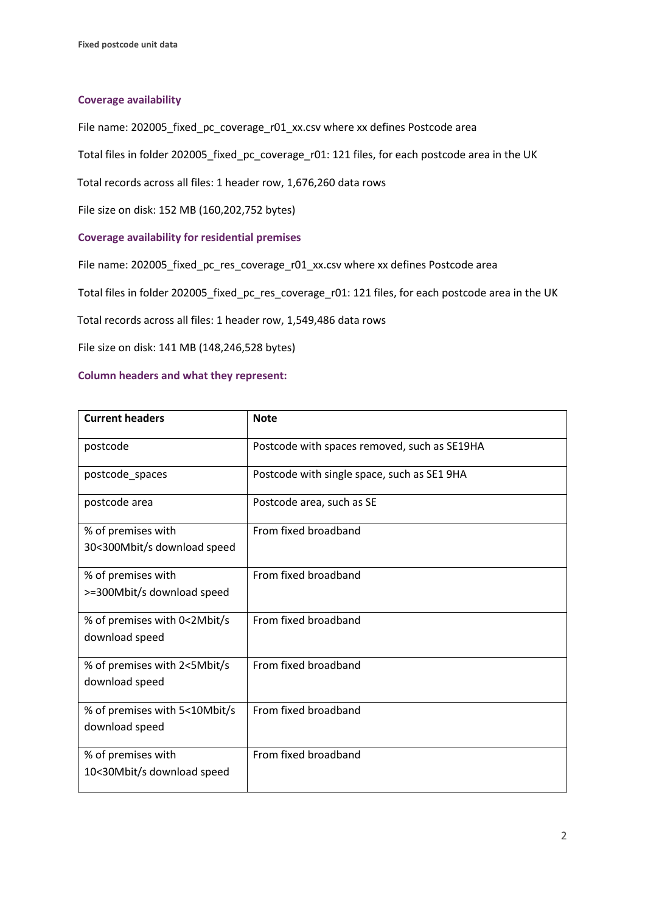## Coverage availability

File name: 202005_fixed_pc_coverage_r01_xx.csv where xx defines Postcode area

Total files in folder 202005_fixed_pc_coverage_r01: 121 files, for each postcode area in the UK

Total records across all files: 1 header row, 1,676,260 data rows

File size on disk: 152 MB (160,202,752 bytes)

## Coverage availability for residential premises

File name: 202005_fixed_pc_res_coverage_r01_xx.csv where xx defines Postcode area

Total files in folder 202005_fixed_pc_res_coverage_r01: 121 files, for each postcode area in the UK

Total records across all files: 1 header row, 1,549,486 data rows

File size on disk: 141 MB (148,246,528 bytes)

## Column headers and what they represent:

| Current headers | Note |
|---|---|
| postcode | Postcode with spaces removed, such as SE19HA |
| postcode_spaces | Postcode with single space, such as SE1 9HA |
| postcode area | Postcode area, such as SE |
| % of premises with 30<300Mbit/s download speed | From fixed broadband |
| % of premises with >=300Mbit/s download speed | From fixed broadband |
| % of premises with 0<2Mbit/s download speed | From fixed broadband |
| % of premises with 2<5Mbit/s download speed | From fixed broadband |
| % of premises with 5<10Mbit/s download speed | From fixed broadband |
| % of premises with 10<30Mbit/s download speed | From fixed broadband |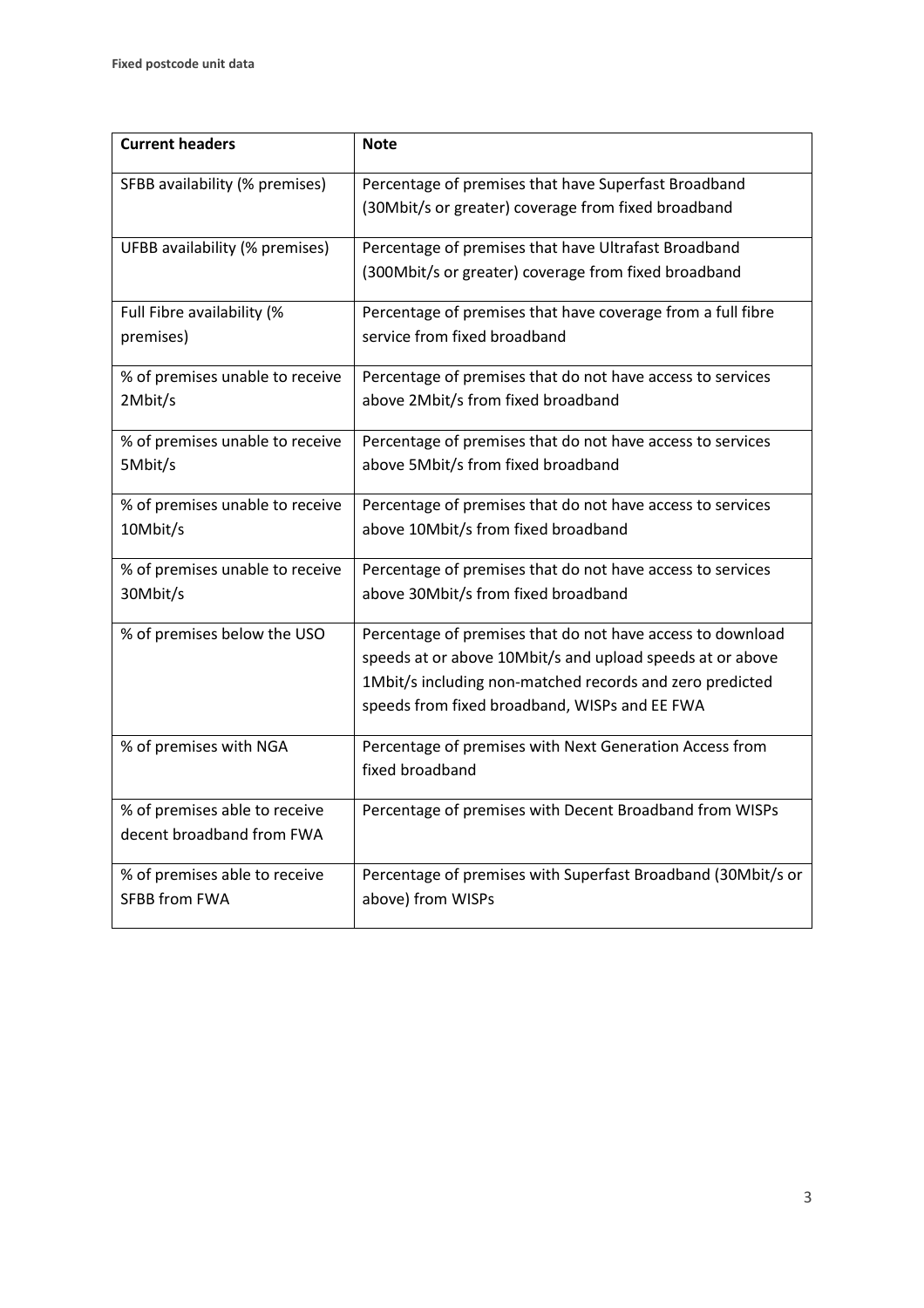| Current headers | Note |
|---|---|
| SFBB availability (% premises) | Percentage of premises that have Superfast Broadband (30Mbit/s or greater) coverage from fixed broadband |
| UFBB availability (% premises) | Percentage of premises that have Ultrafast Broadband (300Mbit/s or greater) coverage from fixed broadband |
| Full Fibre availability (% premises) | Percentage of premises that have coverage from a full fibre service from fixed broadband |
| % of premises unable to receive 2Mbit/s | Percentage of premises that do not have access to services above 2Mbit/s from fixed broadband |
| % of premises unable to receive 5Mbit/s | Percentage of premises that do not have access to services above 5Mbit/s from fixed broadband |
| % of premises unable to receive 10Mbit/s | Percentage of premises that do not have access to services above 10Mbit/s from fixed broadband |
| % of premises unable to receive 30Mbit/s | Percentage of premises that do not have access to services above 30Mbit/s from fixed broadband |
| % of premises below the USO | Percentage of premises that do not have access to download speeds at or above 10Mbit/s and upload speeds at or above 1Mbit/s including non-matched records and zero predicted speeds from fixed broadband, WISPs and EE FWA |
| % of premises with NGA | Percentage of premises with Next Generation Access from fixed broadband |
| % of premises able to receive decent broadband from FWA | Percentage of premises with Decent Broadband from WISPs |
| % of premises able to receive SFBB from FWA | Percentage of premises with Superfast Broadband (30Mbit/s or above) from WISPs |